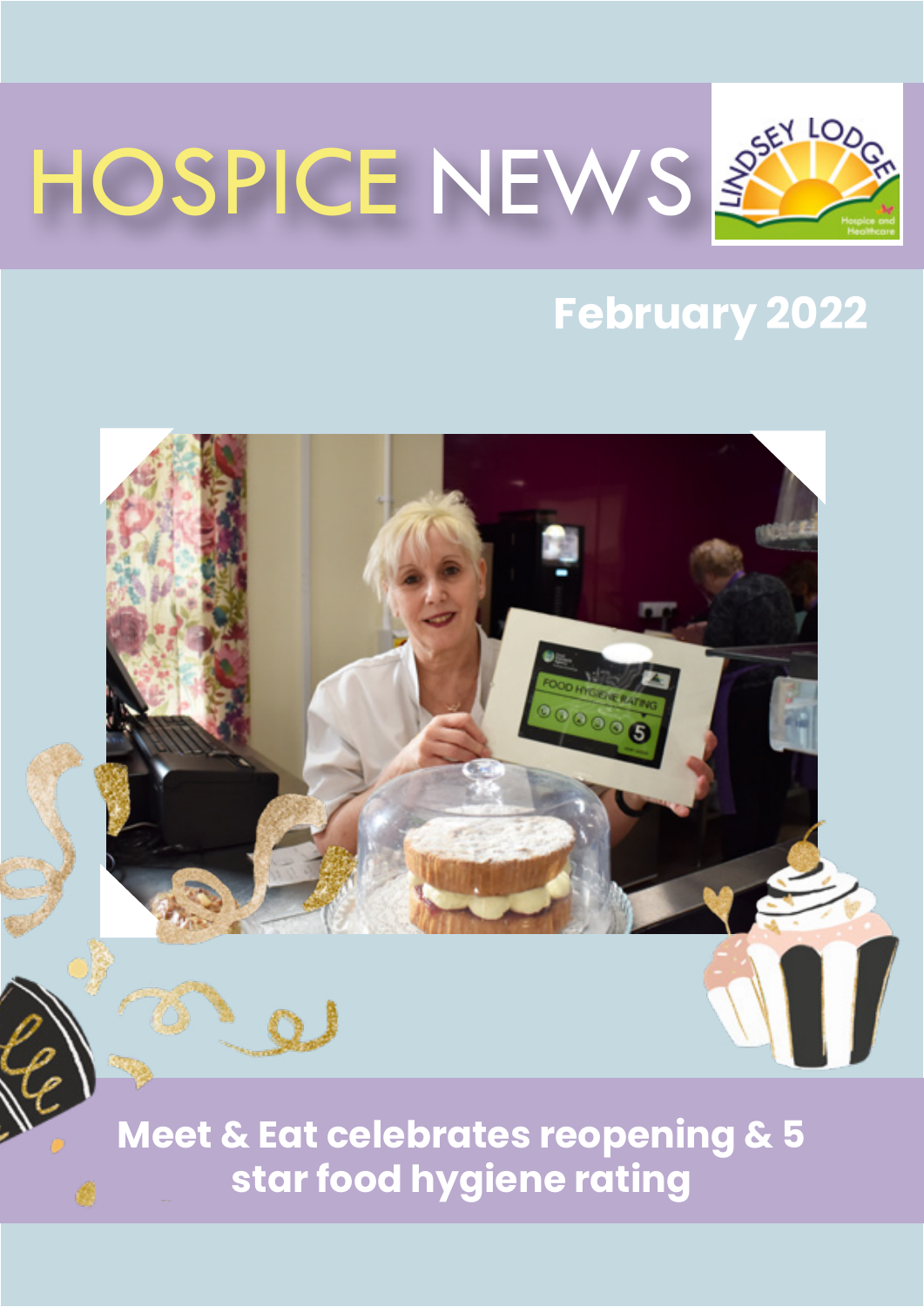# HOSPICE NEWS

LINDSEY LODGE Hospice and Healthcare

## February 2022

**Meet & Eat celebrates reopening & 5 star food hygiene rating**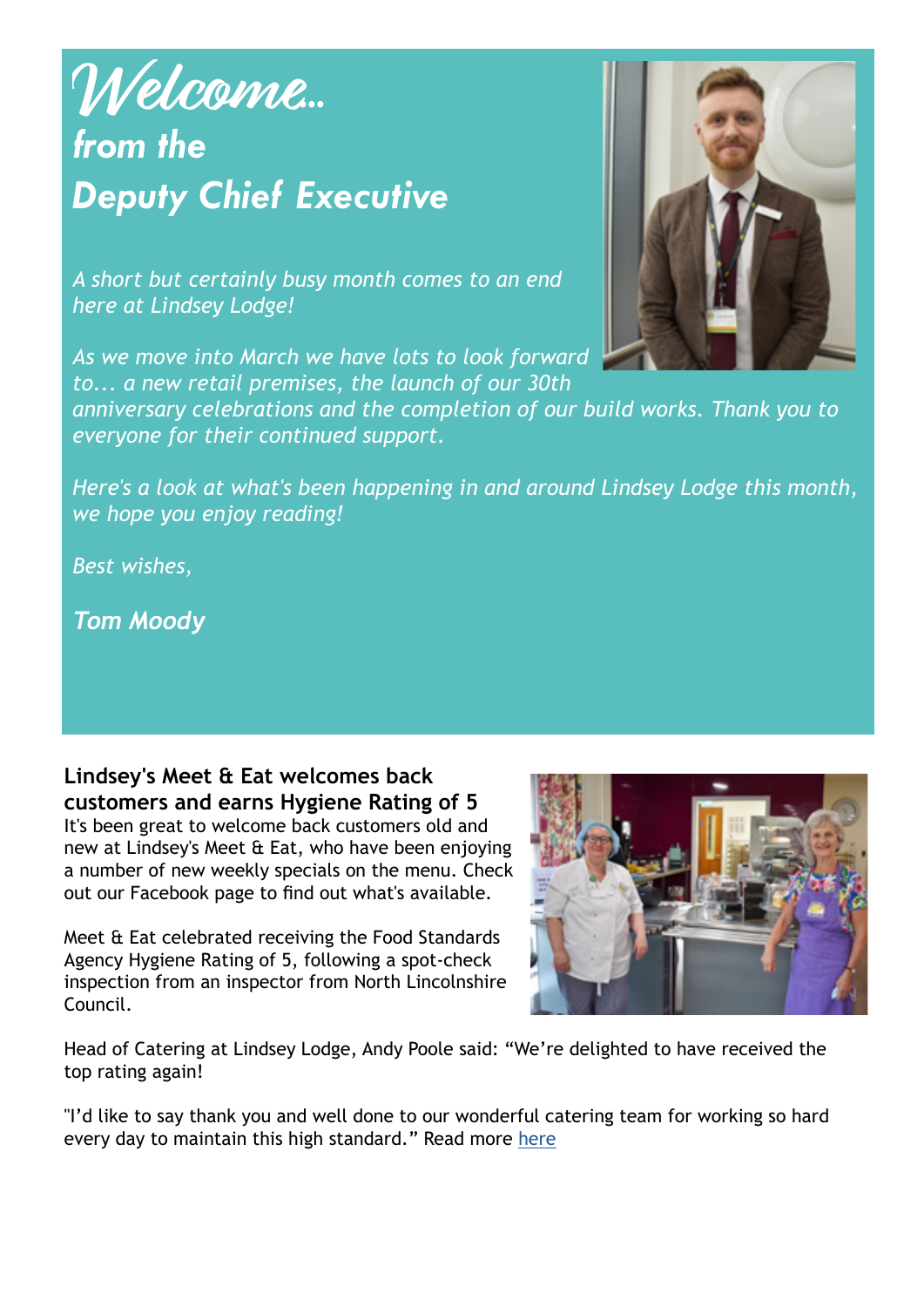# *Welcome...*
## *from the Deputy Chief Executive*

*A short but certainly busy month comes to an end here at Lindsey Lodge!*

*As we move into March we have lots to look forward to... a new retail premises, the launch of our 30th anniversary celebrations and the completion of our build works. Thank you to everyone for their continued support.*

*Here's a look at what's been happening in and around Lindsey Lodge this month, we hope you enjoy reading!*

*Best wishes,*

***Tom Moody***

**Lindsey's Meet & Eat welcomes back customers and earns Hygiene Rating of 5**

It's been great to welcome back customers old and new at Lindsey's Meet & Eat, who have been enjoying a number of new weekly specials on the menu. Check out our Facebook page to find out what's available.

Meet & Eat celebrated receiving the Food Standards Agency Hygiene Rating of 5, following a spot-check inspection from an inspector from North Lincolnshire Council.

Head of Catering at Lindsey Lodge, Andy Poole said: "We're delighted to have received the top rating again!

"I'd like to say thank you and well done to our wonderful catering team for working so hard every day to maintain this high standard." Read more here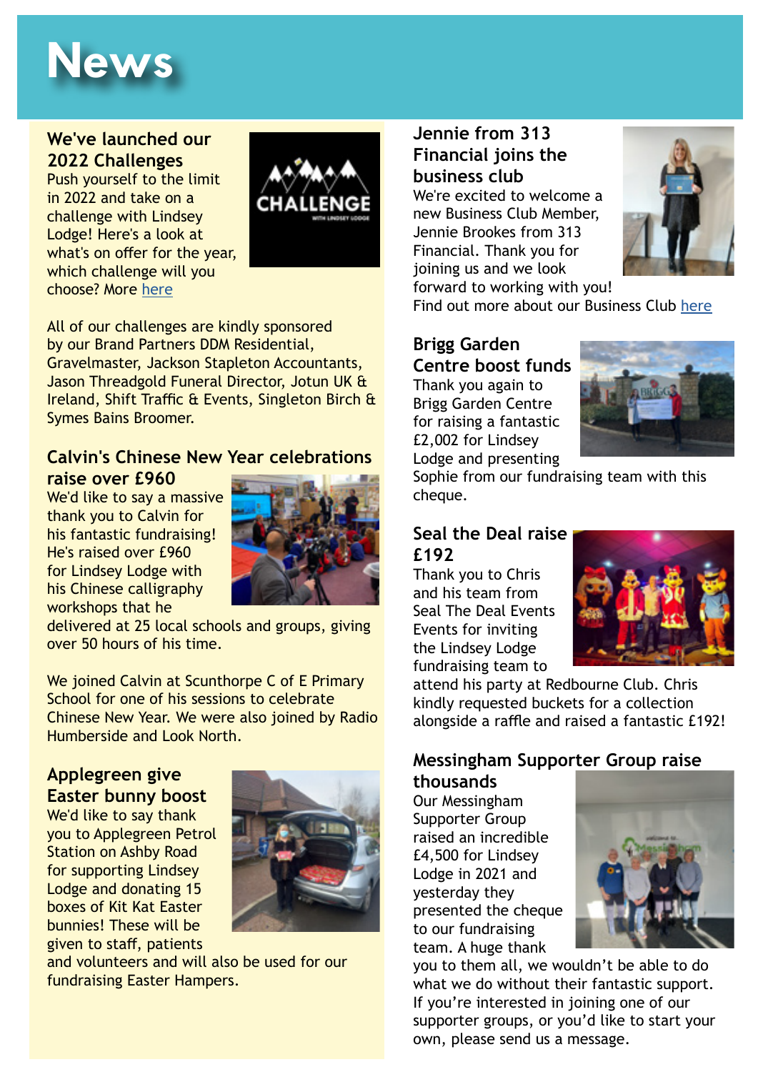# News

### We've launched our 2022 Challenges

Push yourself to the limit in 2022 and take on a challenge with Lindsey Lodge! Here's a look at what's on offer for the year, which challenge will you choose? More here

All of our challenges are kindly sponsored by our Brand Partners DDM Residential, Gravelmaster, Jackson Stapleton Accountants, Jason Threadgold Funeral Director, Jotun UK & Ireland, Shift Traffic & Events, Singleton Birch & Symes Bains Broomer.

### Calvin's Chinese New Year celebrations raise over £960

We'd like to say a massive thank you to Calvin for his fantastic fundraising! He's raised over £960 for Lindsey Lodge with his Chinese calligraphy workshops that he delivered at 25 local schools and groups, giving over 50 hours of his time.

We joined Calvin at Scunthorpe C of E Primary School for one of his sessions to celebrate Chinese New Year. We were also joined by Radio Humberside and Look North.

### Applegreen give Easter bunny boost

We'd like to say thank you to Applegreen Petrol Station on Ashby Road for supporting Lindsey Lodge and donating 15 boxes of Kit Kat Easter bunnies! These will be given to staff, patients and volunteers and will also be used for our fundraising Easter Hampers.

### Jennie from 313 Financial joins the business club

We're excited to welcome a new Business Club Member, Jennie Brookes from 313 Financial. Thank you for joining us and we look forward to working with you!
Find out more about our Business Club here

### Brigg Garden Centre boost funds

Thank you again to Brigg Garden Centre for raising a fantastic £2,002 for Lindsey Lodge and presenting Sophie from our fundraising team with this cheque.

### Seal the Deal raise £192

Thank you to Chris and his team from Seal The Deal Events Events for inviting the Lindsey Lodge fundraising team to attend his party at Redbourne Club. Chris kindly requested buckets for a collection alongside a raffle and raised a fantastic £192!

### Messingham Supporter Group raise thousands

Our Messingham Supporter Group raised an incredible £4,500 for Lindsey Lodge in 2021 and yesterday they presented the cheque to our fundraising team. A huge thank you to them all, we wouldn't be able to do what we do without their fantastic support. If you're interested in joining one of our supporter groups, or you'd like to start your own, please send us a message.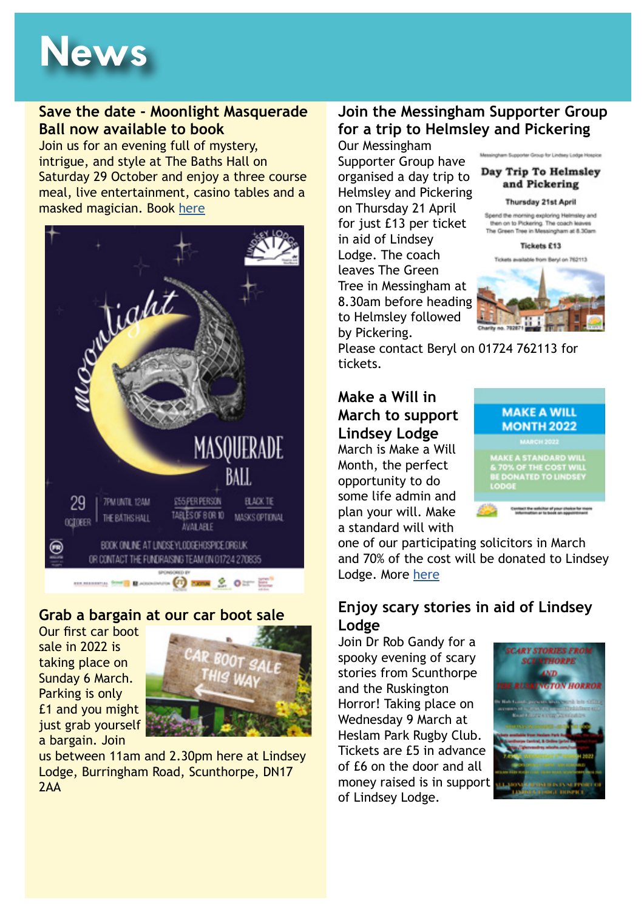# News

## Save the date - Moonlight Masquerade Ball now available to book

Join us for an evening full of mystery, intrigue, and style at The Baths Hall on Saturday 29 October and enjoy a three course meal, live entertainment, casino tables and a masked magician. Book here

## Grab a bargain at our car boot sale

Our first car boot sale in 2022 is taking place on Sunday 6 March. Parking is only £1 and you might just grab yourself a bargain. Join us between 11am and 2.30pm here at Lindsey Lodge, Burringham Road, Scunthorpe, DN17 2AA

## Join the Messingham Supporter Group for a trip to Helmsley and Pickering

Our Messingham Supporter Group have organised a day trip to Helmsley and Pickering on Thursday 21 April for just £13 per ticket in aid of Lindsey Lodge. The coach leaves The Green Tree in Messingham at 8.30am before heading to Helmsley followed by Pickering.

Please contact Beryl on 01724 762113 for tickets.

## Make a Will in March to support Lindsey Lodge

March is Make a Will Month, the perfect opportunity to do some life admin and plan your will. Make a standard will with one of our participating solicitors in March and 70% of the cost will be donated to Lindsey Lodge. More here

## Enjoy scary stories in aid of Lindsey Lodge

Join Dr Rob Gandy for a spooky evening of scary stories from Scunthorpe and the Ruskington Horror! Taking place on Wednesday 9 March at Heslam Park Rugby Club. Tickets are £5 in advance of £6 on the door and all money raised is in support of Lindsey Lodge.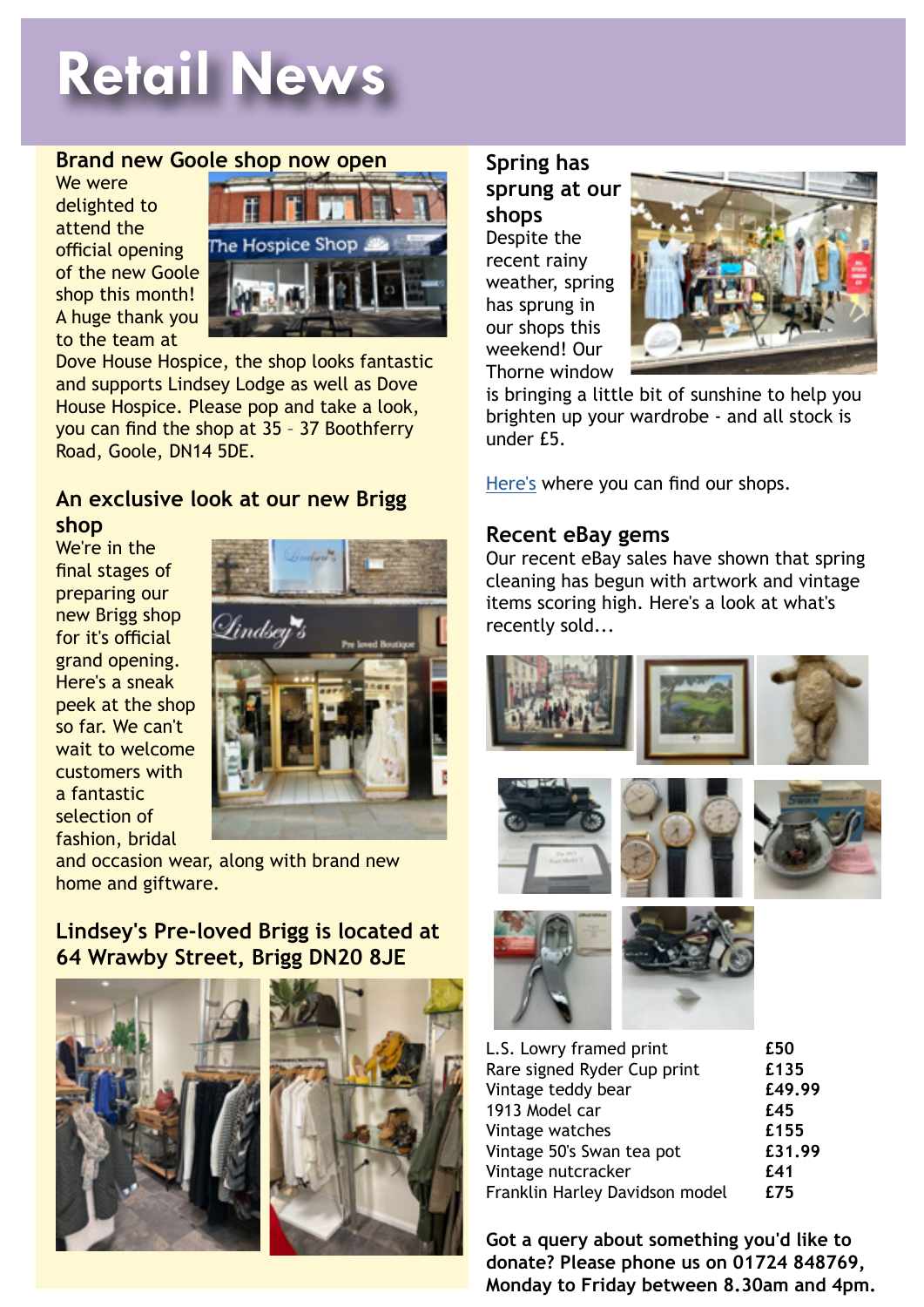# Retail News

## Brand new Goole shop now open

We were delighted to attend the official opening of the new Goole shop this month! A huge thank you to the team at Dove House Hospice, the shop looks fantastic and supports Lindsey Lodge as well as Dove House Hospice. Please pop and take a look, you can find the shop at 35 – 37 Boothferry Road, Goole, DN14 5DE.

## An exclusive look at our new Brigg shop

We're in the final stages of preparing our new Brigg shop for it's official grand opening. Here's a sneak peek at the shop so far. We can't wait to welcome customers with a fantastic selection of fashion, bridal and occasion wear, along with brand new home and giftware.

## Lindsey's Pre-loved Brigg is located at 64 Wrawby Street, Brigg DN20 8JE

## Spring has sprung at our shops

Despite the recent rainy weather, spring has sprung in our shops this weekend! Our Thorne window is bringing a little bit of sunshine to help you brighten up your wardrobe - and all stock is under £5.

Here's where you can find our shops.

## Recent eBay gems

Our recent eBay sales have shown that spring cleaning has begun with artwork and vintage items scoring high. Here's a look at what's recently sold...

| Item | Price |
|---|---|
| L.S. Lowry framed print | **£50** |
| Rare signed Ryder Cup print | **£135** |
| Vintage teddy bear | **£49.99** |
| 1913 Model car | **£45** |
| Vintage watches | **£155** |
| Vintage 50's Swan tea pot | **£31.99** |
| Vintage nutcracker | **£41** |
| Franklin Harley Davidson model | **£75** |

**Got a query about something you'd like to donate? Please phone us on 01724 848769, Monday to Friday between 8.30am and 4pm.**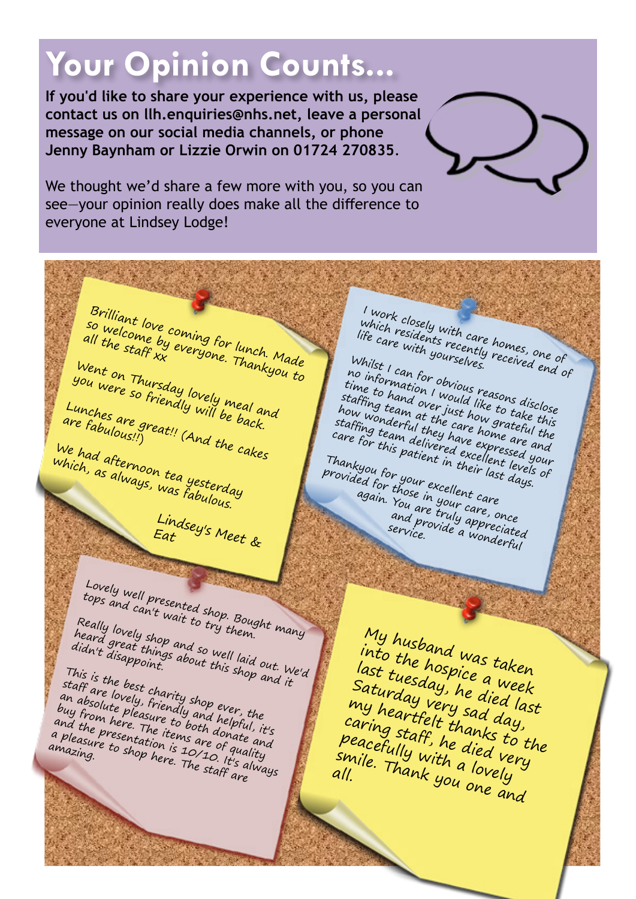# Your Opinion Counts...

**If you'd like to share your experience with us, please contact us on llh.enquiries@nhs.net, leave a personal message on our social media channels, or phone Jenny Baynham or Lizzie Orwin on 01724 270835.**

We thought we'd share a few more with you, so you can see—your opinion really does make all the difference to everyone at Lindsey Lodge!

Brilliant love coming for lunch. Made so welcome by everyone. Thankyou to all the staff xx

Went on Thursday lovely meal and you were so friendly will be back.

Lunches are great!! (And the cakes are fabulous!!)

We had afternoon tea yesterday which, as always, was fabulous.

Lindsey's Meet & Eat

I work closely with care homes, one of which residents recently received end of life care with yourselves.

Whilst I can for obvious reasons disclose no information I would like to take this time to hand over just how grateful the staffing team at the care home are and how wonderful they have expressed your staffing team delivered excellent levels of care for this patient in their last days.

Thankyou for your excellent care provided for those in your care, once again. You are truly appreciated and provide a wonderful service.

Lovely well presented shop. Bought many tops and can't wait to try them.

Really lovely shop and so well laid out. We'd heard great things about this shop and it didn't disappoint.

This is the best charity shop ever, the staff are lovely, friendly and helpful, it's an absolute pleasure to both donate and buy from here. The items are of quality and the presentation is 10/10. It's always a pleasure to shop here. The staff are amazing.

My husband was taken into the hospice a week last tuesday, he died last Saturday very sad day, my heartfelt thanks to the caring staff, he died very peacefully with a lovely smile. Thank you one and all.